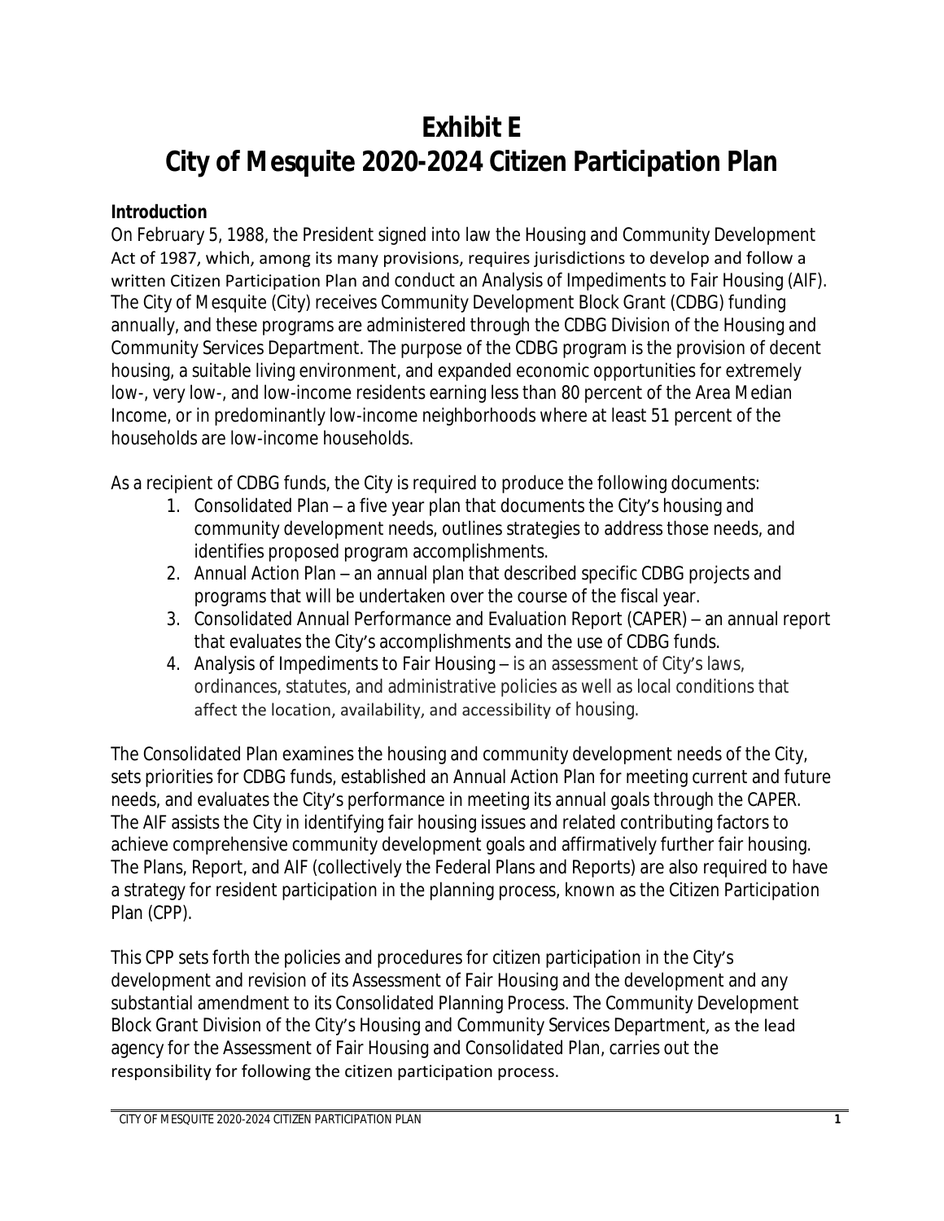# Exhibit E
# City of Mesquite 2020-2024 Citizen Participation Plan

**Introduction**

On February 5, 1988, the President signed into law the Housing and Community Development Act of 1987, which, among its many provisions, requires jurisdictions to develop and follow a written Citizen Participation Plan and conduct an Analysis of Impediments to Fair Housing (AIF). The City of Mesquite (City) receives Community Development Block Grant (CDBG) funding annually, and these programs are administered through the CDBG Division of the Housing and Community Services Department. The purpose of the CDBG program is the provision of decent housing, a suitable living environment, and expanded economic opportunities for extremely low-, very low-, and low-income residents earning less than 80 percent of the Area Median Income, or in predominantly low-income neighborhoods where at least 51 percent of the households are low-income households.

As a recipient of CDBG funds, the City is required to produce the following documents:

1. Consolidated Plan – a five year plan that documents the City's housing and community development needs, outlines strategies to address those needs, and identifies proposed program accomplishments.
2. Annual Action Plan – an annual plan that described specific CDBG projects and programs that will be undertaken over the course of the fiscal year.
3. Consolidated Annual Performance and Evaluation Report (CAPER) – an annual report that evaluates the City's accomplishments and the use of CDBG funds.
4. Analysis of Impediments to Fair Housing – is an assessment of City's laws, ordinances, statutes, and administrative policies as well as local conditions that affect the location, availability, and accessibility of housing.

The Consolidated Plan examines the housing and community development needs of the City, sets priorities for CDBG funds, established an Annual Action Plan for meeting current and future needs, and evaluates the City's performance in meeting its annual goals through the CAPER. The AIF assists the City in identifying fair housing issues and related contributing factors to achieve comprehensive community development goals and affirmatively further fair housing. The Plans, Report, and AIF (collectively the Federal Plans and Reports) are also required to have a strategy for resident participation in the planning process, known as the Citizen Participation Plan (CPP).

This CPP sets forth the policies and procedures for citizen participation in the City's development and revision of its Assessment of Fair Housing and the development and any substantial amendment to its Consolidated Planning Process. The Community Development Block Grant Division of the City's Housing and Community Services Department, as the lead agency for the Assessment of Fair Housing and Consolidated Plan, carries out the responsibility for following the citizen participation process.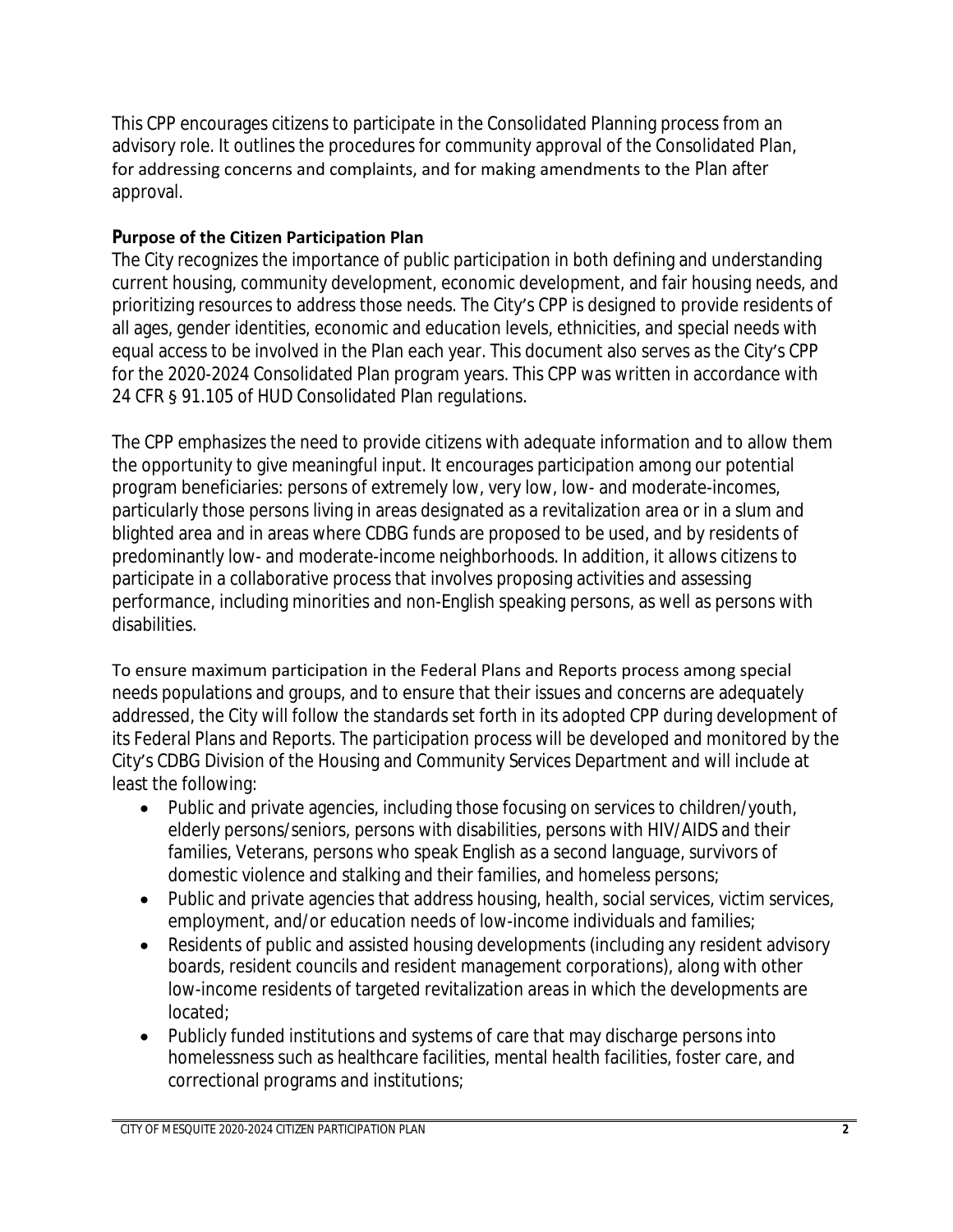This CPP encourages citizens to participate in the Consolidated Planning process from an advisory role. It outlines the procedures for community approval of the Consolidated Plan, for addressing concerns and complaints, and for making amendments to the Plan after approval.

### Purpose of the Citizen Participation Plan

The City recognizes the importance of public participation in both defining and understanding current housing, community development, economic development, and fair housing needs, and prioritizing resources to address those needs. The City's CPP is designed to provide residents of all ages, gender identities, economic and education levels, ethnicities, and special needs with equal access to be involved in the Plan each year. This document also serves as the City's CPP for the 2020-2024 Consolidated Plan program years. This CPP was written in accordance with 24 CFR § 91.105 of HUD Consolidated Plan regulations.

The CPP emphasizes the need to provide citizens with adequate information and to allow them the opportunity to give meaningful input. It encourages participation among our potential program beneficiaries: persons of extremely low, very low, low- and moderate-incomes, particularly those persons living in areas designated as a revitalization area or in a slum and blighted area and in areas where CDBG funds are proposed to be used, and by residents of predominantly low- and moderate-income neighborhoods. In addition, it allows citizens to participate in a collaborative process that involves proposing activities and assessing performance, including minorities and non-English speaking persons, as well as persons with disabilities.

To ensure maximum participation in the Federal Plans and Reports process among special needs populations and groups, and to ensure that their issues and concerns are adequately addressed, the City will follow the standards set forth in its adopted CPP during development of its Federal Plans and Reports. The participation process will be developed and monitored by the City's CDBG Division of the Housing and Community Services Department and will include at least the following:

- Public and private agencies, including those focusing on services to children/youth, elderly persons/seniors, persons with disabilities, persons with HIV/AIDS and their families, Veterans, persons who speak English as a second language, survivors of domestic violence and stalking and their families, and homeless persons;
- Public and private agencies that address housing, health, social services, victim services, employment, and/or education needs of low-income individuals and families;
- Residents of public and assisted housing developments (including any resident advisory boards, resident councils and resident management corporations), along with other low-income residents of targeted revitalization areas in which the developments are located;
- Publicly funded institutions and systems of care that may discharge persons into homelessness such as healthcare facilities, mental health facilities, foster care, and correctional programs and institutions;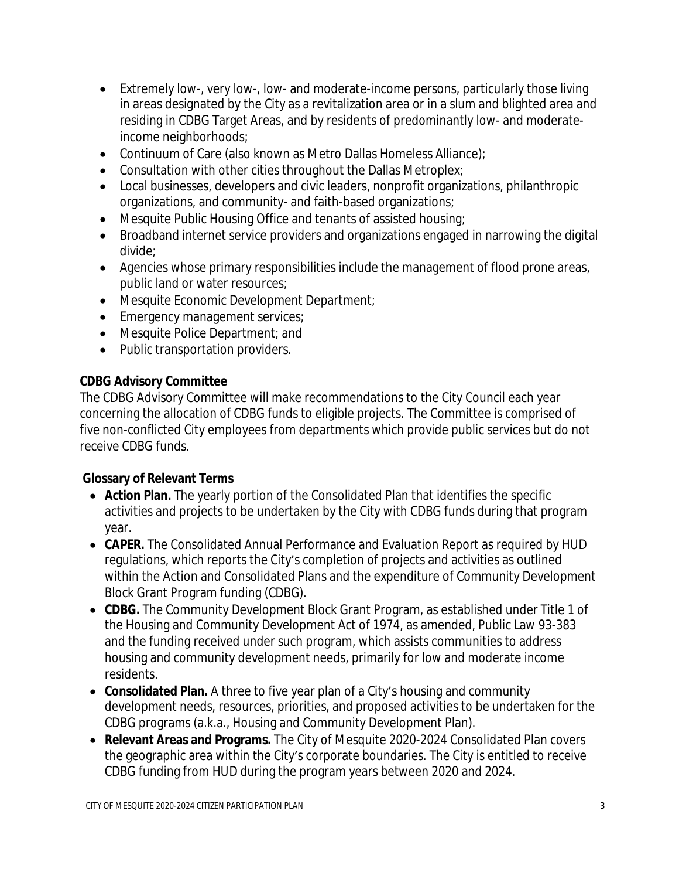- Extremely low-, very low-, low- and moderate-income persons, particularly those living in areas designated by the City as a revitalization area or in a slum and blighted area and residing in CDBG Target Areas, and by residents of predominantly low- and moderate-income neighborhoods;
- Continuum of Care (also known as Metro Dallas Homeless Alliance);
- Consultation with other cities throughout the Dallas Metroplex;
- Local businesses, developers and civic leaders, nonprofit organizations, philanthropic organizations, and community- and faith-based organizations;
- Mesquite Public Housing Office and tenants of assisted housing;
- Broadband internet service providers and organizations engaged in narrowing the digital divide;
- Agencies whose primary responsibilities include the management of flood prone areas, public land or water resources;
- Mesquite Economic Development Department;
- Emergency management services;
- Mesquite Police Department; and
- Public transportation providers.

**CDBG Advisory Committee**

The CDBG Advisory Committee will make recommendations to the City Council each year concerning the allocation of CDBG funds to eligible projects. The Committee is comprised of five non-conflicted City employees from departments which provide public services but do not receive CDBG funds.

**Glossary of Relevant Terms**

- **Action Plan.** The yearly portion of the Consolidated Plan that identifies the specific activities and projects to be undertaken by the City with CDBG funds during that program year.
- **CAPER.** The Consolidated Annual Performance and Evaluation Report as required by HUD regulations, which reports the City's completion of projects and activities as outlined within the Action and Consolidated Plans and the expenditure of Community Development Block Grant Program funding (CDBG).
- **CDBG.** The Community Development Block Grant Program, as established under Title 1 of the Housing and Community Development Act of 1974, as amended, Public Law 93-383 and the funding received under such program, which assists communities to address housing and community development needs, primarily for low and moderate income residents.
- **Consolidated Plan.** A three to five year plan of a City's housing and community development needs, resources, priorities, and proposed activities to be undertaken for the CDBG programs (a.k.a., Housing and Community Development Plan).
- **Relevant Areas and Programs.** The City of Mesquite 2020-2024 Consolidated Plan covers the geographic area within the City's corporate boundaries. The City is entitled to receive CDBG funding from HUD during the program years between 2020 and 2024.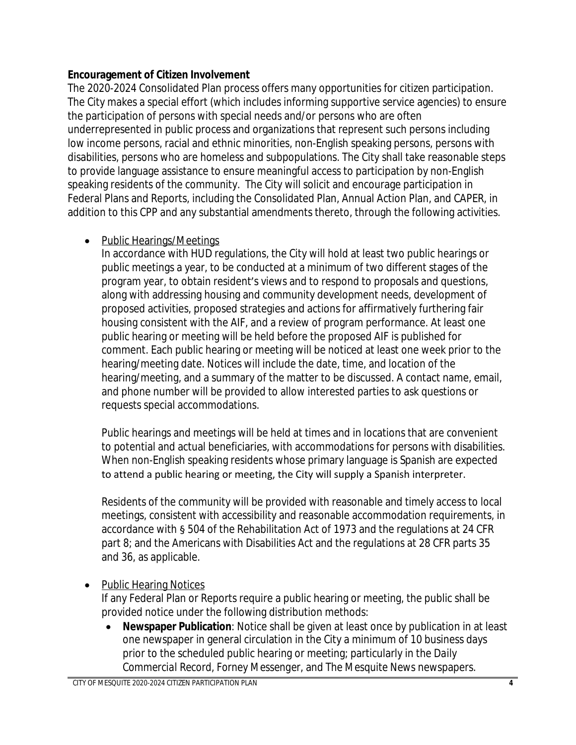**Encouragement of Citizen Involvement**

The 2020-2024 Consolidated Plan process offers many opportunities for citizen participation. The City makes a special effort (which includes informing supportive service agencies) to ensure the participation of persons with special needs and/or persons who are often underrepresented in public process and organizations that represent such persons including low income persons, racial and ethnic minorities, non-English speaking persons, persons with disabilities, persons who are homeless and subpopulations. The City shall take reasonable steps to provide language assistance to ensure meaningful access to participation by non-English speaking residents of the community. The City will solicit and encourage participation in Federal Plans and Reports, including the Consolidated Plan, Annual Action Plan, and CAPER, in addition to this CPP and any substantial amendments thereto, through the following activities.

- <u>Public Hearings/Meetings</u>

  In accordance with HUD regulations, the City will hold at least two public hearings or public meetings a year, to be conducted at a minimum of two different stages of the program year, to obtain resident's views and to respond to proposals and questions, along with addressing housing and community development needs, development of proposed activities, proposed strategies and actions for affirmatively furthering fair housing consistent with the AIF, and a review of program performance. At least one public hearing or meeting will be held before the proposed AIF is published for comment. Each public hearing or meeting will be noticed at least one week prior to the hearing/meeting date. Notices will include the date, time, and location of the hearing/meeting, and a summary of the matter to be discussed. A contact name, email, and phone number will be provided to allow interested parties to ask questions or requests special accommodations.

  Public hearings and meetings will be held at times and in locations that are convenient to potential and actual beneficiaries, with accommodations for persons with disabilities. When non-English speaking residents whose primary language is Spanish are expected to attend a public hearing or meeting, the City will supply a Spanish interpreter.

  Residents of the community will be provided with reasonable and timely access to local meetings, consistent with accessibility and reasonable accommodation requirements, in accordance with § 504 of the Rehabilitation Act of 1973 and the regulations at 24 CFR part 8; and the Americans with Disabilities Act and the regulations at 28 CFR parts 35 and 36, as applicable.

- <u>Public Hearing Notices</u>

  If any Federal Plan or Reports require a public hearing or meeting, the public shall be provided notice under the following distribution methods:
  - **Newspaper Publication**: Notice shall be given at least once by publication in at least one newspaper in general circulation in the City a minimum of 10 business days prior to the scheduled public hearing or meeting; particularly in the *Daily Commercial Record*, *Forney Messenger*, and *The Mesquite News* newspapers.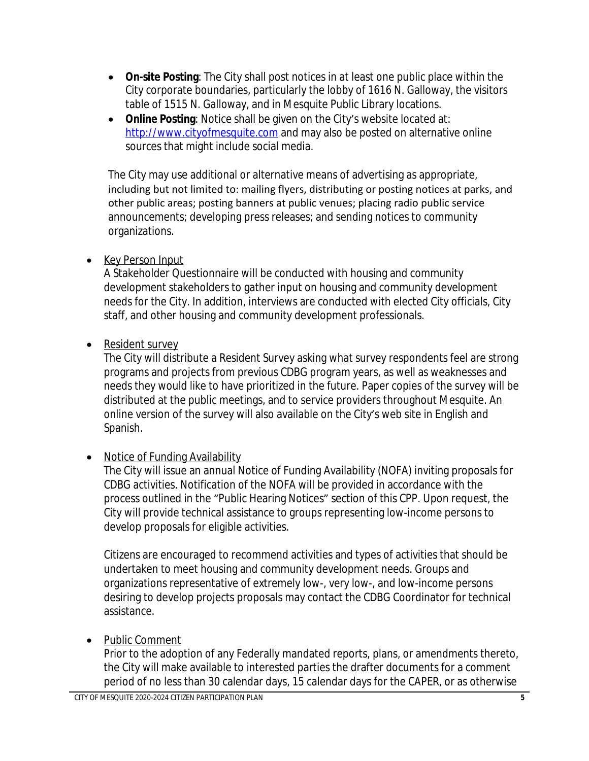- **On-site Posting**: The City shall post notices in at least one public place within the City corporate boundaries, particularly the lobby of 1616 N. Galloway, the visitors table of 1515 N. Galloway, and in Mesquite Public Library locations.
- **Online Posting**: Notice shall be given on the City's website located at: [http://www.cityofmesquite.com](http://www.cityofmesquite.com) and may also be posted on alternative online sources that might include social media.

  The City may use additional or alternative means of advertising as appropriate, including but not limited to: mailing flyers, distributing or posting notices at parks, and other public areas; posting banners at public venues; placing radio public service announcements; developing press releases; and sending notices to community organizations.

- <u>Key Person Input</u>
  A Stakeholder Questionnaire will be conducted with housing and community development stakeholders to gather input on housing and community development needs for the City. In addition, interviews are conducted with elected City officials, City staff, and other housing and community development professionals.

- <u>Resident survey</u>
  The City will distribute a Resident Survey asking what survey respondents feel are strong programs and projects from previous CDBG program years, as well as weaknesses and needs they would like to have prioritized in the future. Paper copies of the survey will be distributed at the public meetings, and to service providers throughout Mesquite. An online version of the survey will also available on the City's web site in English and Spanish.

- <u>Notice of Funding Availability</u>
  The City will issue an annual Notice of Funding Availability (NOFA) inviting proposals for CDBG activities. Notification of the NOFA will be provided in accordance with the process outlined in the "Public Hearing Notices" section of this CPP. Upon request, the City will provide technical assistance to groups representing low-income persons to develop proposals for eligible activities.

  Citizens are encouraged to recommend activities and types of activities that should be undertaken to meet housing and community development needs. Groups and organizations representative of extremely low-, very low-, and low-income persons desiring to develop projects proposals may contact the CDBG Coordinator for technical assistance.

- <u>Public Comment</u>
  Prior to the adoption of any Federally mandated reports, plans, or amendments thereto, the City will make available to interested parties the drafter documents for a comment period of no less than 30 calendar days, 15 calendar days for the CAPER, or as otherwise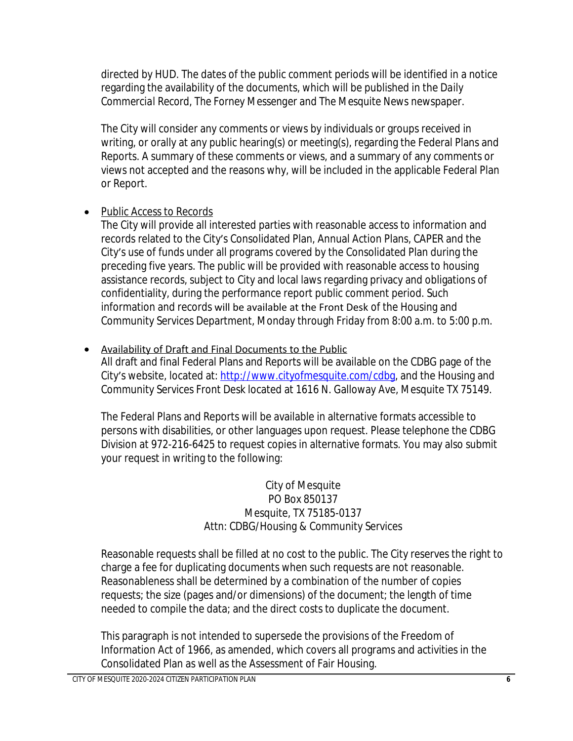directed by HUD. The dates of the public comment periods will be identified in a notice regarding the availability of the documents, which will be published in the Daily Commercial Record, The Forney Messenger and The Mesquite News newspaper.

The City will consider any comments or views by individuals or groups received in writing, or orally at any public hearing(s) or meeting(s), regarding the Federal Plans and Reports. A summary of these comments or views, and a summary of any comments or views not accepted and the reasons why, will be included in the applicable Federal Plan or Report.

- Public Access to Records

  The City will provide all interested parties with reasonable access to information and records related to the City's Consolidated Plan, Annual Action Plans, CAPER and the City's use of funds under all programs covered by the Consolidated Plan during the preceding five years. The public will be provided with reasonable access to housing assistance records, subject to City and local laws regarding privacy and obligations of confidentiality, during the performance report public comment period. Such information and records will be available at the Front Desk of the Housing and Community Services Department, Monday through Friday from 8:00 a.m. to 5:00 p.m.

- Availability of Draft and Final Documents to the Public

  All draft and final Federal Plans and Reports will be available on the CDBG page of the City's website, located at: http://www.cityofmesquite.com/cdbg, and the Housing and Community Services Front Desk located at 1616 N. Galloway Ave, Mesquite TX 75149.

  The Federal Plans and Reports will be available in alternative formats accessible to persons with disabilities, or other languages upon request. Please telephone the CDBG Division at 972-216-6425 to request copies in alternative formats. You may also submit your request in writing to the following:

  City of Mesquite
  PO Box 850137
  Mesquite, TX 75185-0137
  Attn: CDBG/Housing & Community Services

  Reasonable requests shall be filled at no cost to the public. The City reserves the right to charge a fee for duplicating documents when such requests are not reasonable. Reasonableness shall be determined by a combination of the number of copies requests; the size (pages and/or dimensions) of the document; the length of time needed to compile the data; and the direct costs to duplicate the document.

  This paragraph is not intended to supersede the provisions of the Freedom of Information Act of 1966, as amended, which covers all programs and activities in the Consolidated Plan as well as the Assessment of Fair Housing.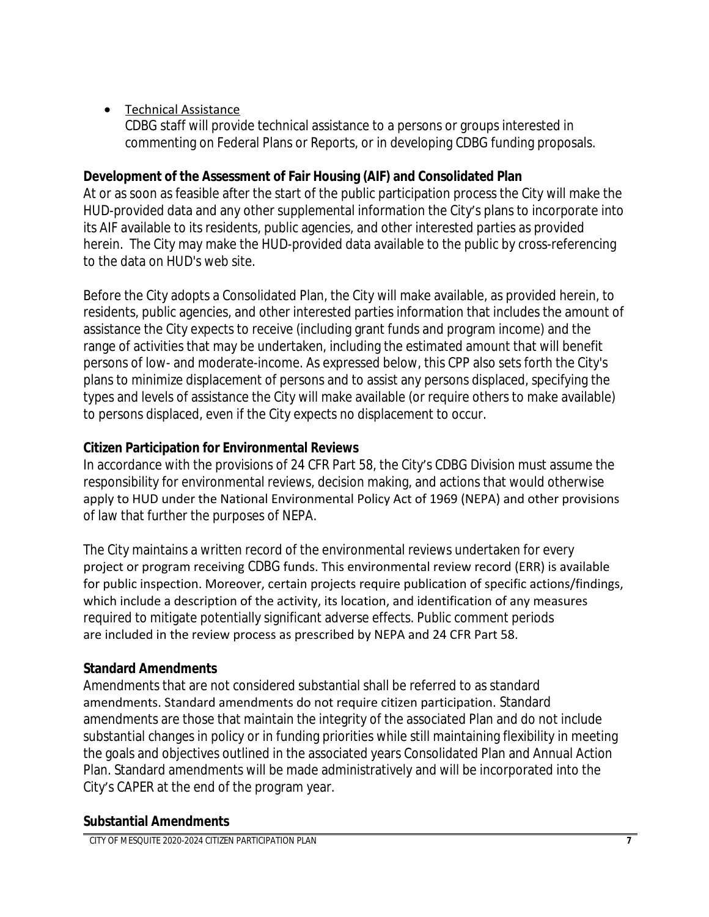- Technical Assistance
  CDBG staff will provide technical assistance to a persons or groups interested in commenting on Federal Plans or Reports, or in developing CDBG funding proposals.

**Development of the Assessment of Fair Housing (AIF) and Consolidated Plan**

At or as soon as feasible after the start of the public participation process the City will make the HUD-provided data and any other supplemental information the City's plans to incorporate into its AIF available to its residents, public agencies, and other interested parties as provided herein. The City may make the HUD-provided data available to the public by cross-referencing to the data on HUD's web site.

Before the City adopts a Consolidated Plan, the City will make available, as provided herein, to residents, public agencies, and other interested parties information that includes the amount of assistance the City expects to receive (including grant funds and program income) and the range of activities that may be undertaken, including the estimated amount that will benefit persons of low- and moderate-income. As expressed below, this CPP also sets forth the City's plans to minimize displacement of persons and to assist any persons displaced, specifying the types and levels of assistance the City will make available (or require others to make available) to persons displaced, even if the City expects no displacement to occur.

**Citizen Participation for Environmental Reviews**

In accordance with the provisions of 24 CFR Part 58, the City's CDBG Division must assume the responsibility for environmental reviews, decision making, and actions that would otherwise apply to HUD under the National Environmental Policy Act of 1969 (NEPA) and other provisions of law that further the purposes of NEPA.

The City maintains a written record of the environmental reviews undertaken for every project or program receiving CDBG funds. This environmental review record (ERR) is available for public inspection. Moreover, certain projects require publication of specific actions/findings, which include a description of the activity, its location, and identification of any measures required to mitigate potentially significant adverse effects. Public comment periods are included in the review process as prescribed by NEPA and 24 CFR Part 58.

**Standard Amendments**

Amendments that are not considered substantial shall be referred to as standard amendments. Standard amendments do not require citizen participation. Standard amendments are those that maintain the integrity of the associated Plan and do not include substantial changes in policy or in funding priorities while still maintaining flexibility in meeting the goals and objectives outlined in the associated years Consolidated Plan and Annual Action Plan. Standard amendments will be made administratively and will be incorporated into the City's CAPER at the end of the program year.

**Substantial Amendments**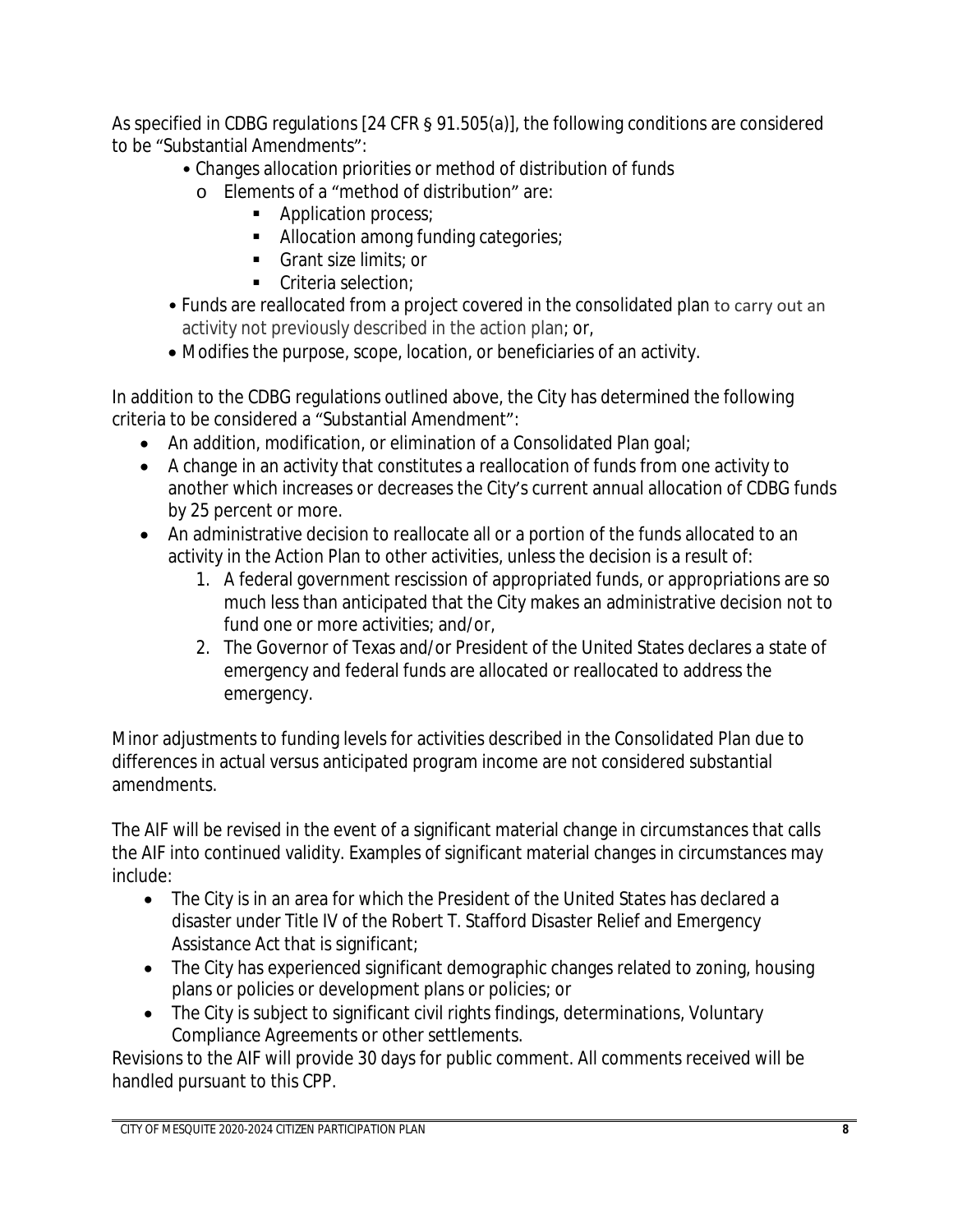As specified in CDBG regulations [24 CFR § 91.505(a)], the following conditions are considered to be "Substantial Amendments":

- Changes allocation priorities or method of distribution of funds
  - Elements of a "method of distribution" are:
    - Application process;
    - Allocation among funding categories;
    - Grant size limits; or
    - Criteria selection;
- Funds are reallocated from a project covered in the consolidated plan to carry out an activity not previously described in the action plan; or,
- Modifies the purpose, scope, location, or beneficiaries of an activity.

In addition to the CDBG regulations outlined above, the City has determined the following criteria to be considered a "Substantial Amendment":

- An addition, modification, or elimination of a Consolidated Plan goal;
- A change in an activity that constitutes a reallocation of funds from one activity to another which increases or decreases the City's current annual allocation of CDBG funds by 25 percent or more.
- An administrative decision to reallocate all or a portion of the funds allocated to an activity in the Action Plan to other activities, unless the decision is a result of:
  1. A federal government rescission of appropriated funds, or appropriations are so much less than anticipated that the City makes an administrative decision not to fund one or more activities; and/or,
  2. The Governor of Texas and/or President of the United States declares a state of emergency and federal funds are allocated or reallocated to address the emergency.

Minor adjustments to funding levels for activities described in the Consolidated Plan due to differences in actual versus anticipated program income are not considered substantial amendments.

The AIF will be revised in the event of a significant material change in circumstances that calls the AIF into continued validity. Examples of significant material changes in circumstances may include:

- The City is in an area for which the President of the United States has declared a disaster under Title IV of the Robert T. Stafford Disaster Relief and Emergency Assistance Act that is significant;
- The City has experienced significant demographic changes related to zoning, housing plans or policies or development plans or policies; or
- The City is subject to significant civil rights findings, determinations, Voluntary Compliance Agreements or other settlements.

Revisions to the AIF will provide 30 days for public comment. All comments received will be handled pursuant to this CPP.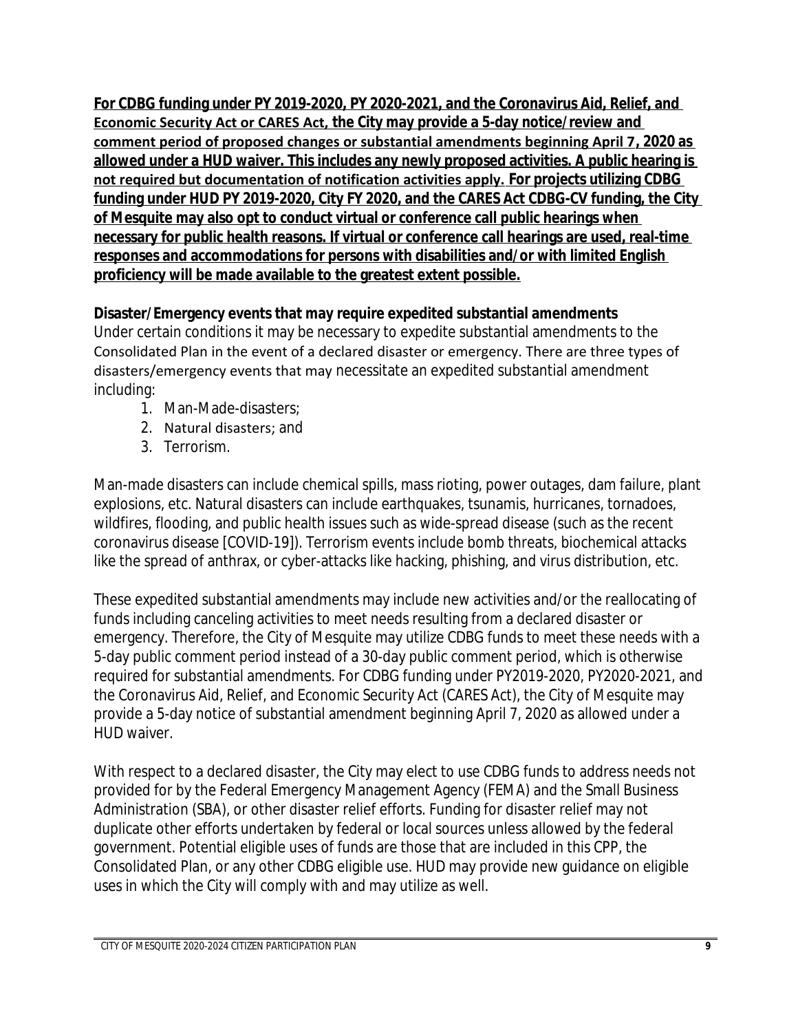**For CDBG funding under PY 2019-2020, PY 2020-2021, and the Coronavirus Aid, Relief, and Economic Security Act or CARES Act, the City may provide a 5-day notice/review and comment period of proposed changes or substantial amendments beginning April 7, 2020 as allowed under a HUD waiver. This includes any newly proposed activities. A public hearing is not required but documentation of notification activities apply. For projects utilizing CDBG funding under HUD PY 2019-2020, City FY 2020, and the CARES Act CDBG-CV funding, the City of Mesquite may also opt to conduct virtual or conference call public hearings when necessary for public health reasons. If virtual or conference call hearings are used, real-time responses and accommodations for persons with disabilities and/or with limited English proficiency will be made available to the greatest extent possible.**

**Disaster/Emergency events that may require expedited substantial amendments**

Under certain conditions it may be necessary to expedite substantial amendments to the Consolidated Plan in the event of a declared disaster or emergency. There are three types of disasters/emergency events that may necessitate an expedited substantial amendment including:

1. Man-Made-disasters;
2. Natural disasters; and
3. Terrorism.

Man-made disasters can include chemical spills, mass rioting, power outages, dam failure, plant explosions, etc. Natural disasters can include earthquakes, tsunamis, hurricanes, tornadoes, wildfires, flooding, and public health issues such as wide-spread disease (such as the recent coronavirus disease [COVID-19]). Terrorism events include bomb threats, biochemical attacks like the spread of anthrax, or cyber-attacks like hacking, phishing, and virus distribution, etc.

These expedited substantial amendments may include new activities and/or the reallocating of funds including canceling activities to meet needs resulting from a declared disaster or emergency. Therefore, the City of Mesquite may utilize CDBG funds to meet these needs with a 5-day public comment period instead of a 30-day public comment period, which is otherwise required for substantial amendments. For CDBG funding under PY2019-2020, PY2020-2021, and the Coronavirus Aid, Relief, and Economic Security Act (CARES Act), the City of Mesquite may provide a 5-day notice of substantial amendment beginning April 7, 2020 as allowed under a HUD waiver.

With respect to a declared disaster, the City may elect to use CDBG funds to address needs not provided for by the Federal Emergency Management Agency (FEMA) and the Small Business Administration (SBA), or other disaster relief efforts. Funding for disaster relief may not duplicate other efforts undertaken by federal or local sources unless allowed by the federal government. Potential eligible uses of funds are those that are included in this CPP, the Consolidated Plan, or any other CDBG eligible use. HUD may provide new guidance on eligible uses in which the City will comply with and may utilize as well.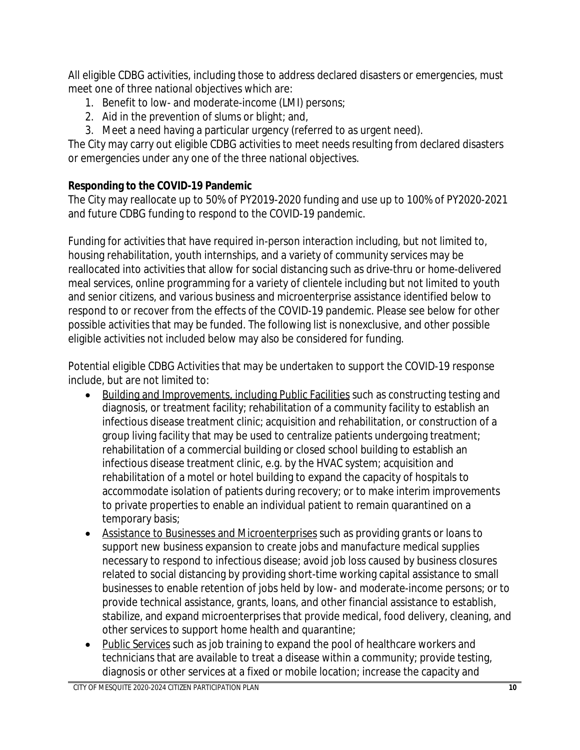All eligible CDBG activities, including those to address declared disasters or emergencies, must meet one of three national objectives which are:

1. Benefit to low- and moderate-income (LMI) persons;
2. Aid in the prevention of slums or blight; and,
3. Meet a need having a particular urgency (referred to as urgent need).

The City may carry out eligible CDBG activities to meet needs resulting from declared disasters or emergencies under any one of the three national objectives.

**Responding to the COVID-19 Pandemic**

The City may reallocate up to 50% of PY2019-2020 funding and use up to 100% of PY2020-2021 and future CDBG funding to respond to the COVID-19 pandemic.

Funding for activities that have required in-person interaction including, but not limited to, housing rehabilitation, youth internships, and a variety of community services may be reallocated into activities that allow for social distancing such as drive-thru or home-delivered meal services, online programming for a variety of clientele including but not limited to youth and senior citizens, and various business and microenterprise assistance identified below to respond to or recover from the effects of the COVID-19 pandemic. Please see below for other possible activities that may be funded. The following list is nonexclusive, and other possible eligible activities not included below may also be considered for funding.

Potential eligible CDBG Activities that may be undertaken to support the COVID-19 response include, but are not limited to:

- <u>Building and Improvements, including Public Facilities</u> such as constructing testing and diagnosis, or treatment facility; rehabilitation of a community facility to establish an infectious disease treatment clinic; acquisition and rehabilitation, or construction of a group living facility that may be used to centralize patients undergoing treatment; rehabilitation of a commercial building or closed school building to establish an infectious disease treatment clinic, e.g. by the HVAC system; acquisition and rehabilitation of a motel or hotel building to expand the capacity of hospitals to accommodate isolation of patients during recovery; or to make interim improvements to private properties to enable an individual patient to remain quarantined on a temporary basis;
- <u>Assistance to Businesses and Microenterprises</u> such as providing grants or loans to support new business expansion to create jobs and manufacture medical supplies necessary to respond to infectious disease; avoid job loss caused by business closures related to social distancing by providing short-time working capital assistance to small businesses to enable retention of jobs held by low- and moderate-income persons; or to provide technical assistance, grants, loans, and other financial assistance to establish, stabilize, and expand microenterprises that provide medical, food delivery, cleaning, and other services to support home health and quarantine;
- <u>Public Services</u> such as job training to expand the pool of healthcare workers and technicians that are available to treat a disease within a community; provide testing, diagnosis or other services at a fixed or mobile location; increase the capacity and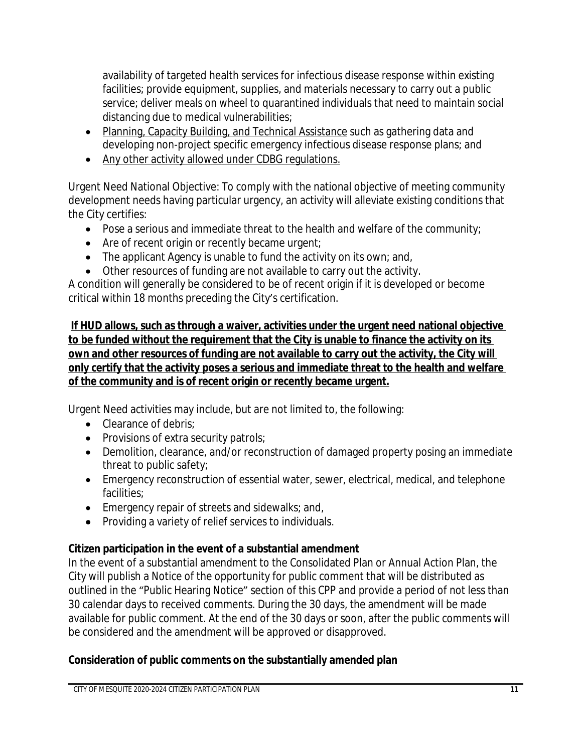availability of targeted health services for infectious disease response within existing facilities; provide equipment, supplies, and materials necessary to carry out a public service; deliver meals on wheel to quarantined individuals that need to maintain social distancing due to medical vulnerabilities;

- Planning, Capacity Building, and Technical Assistance such as gathering data and developing non-project specific emergency infectious disease response plans; and
- Any other activity allowed under CDBG regulations.

Urgent Need National Objective: To comply with the national objective of meeting community development needs having particular urgency, an activity will alleviate existing conditions that the City certifies:

- Pose a serious and immediate threat to the health and welfare of the community;
- Are of recent origin or recently became urgent;
- The applicant Agency is unable to fund the activity on its own; and,
- Other resources of funding are not available to carry out the activity.

A condition will generally be considered to be of recent origin if it is developed or become critical within 18 months preceding the City's certification.

**If HUD allows, such as through a waiver, activities under the urgent need national objective to be funded without the requirement that the City is unable to finance the activity on its own and other resources of funding are not available to carry out the activity, the City will only certify that the activity poses a serious and immediate threat to the health and welfare of the community and is of recent origin or recently became urgent.**

Urgent Need activities may include, but are not limited to, the following:

- Clearance of debris;
- Provisions of extra security patrols;
- Demolition, clearance, and/or reconstruction of damaged property posing an immediate threat to public safety;
- Emergency reconstruction of essential water, sewer, electrical, medical, and telephone facilities;
- Emergency repair of streets and sidewalks; and,
- Providing a variety of relief services to individuals.

**Citizen participation in the event of a substantial amendment**

In the event of a substantial amendment to the Consolidated Plan or Annual Action Plan, the City will publish a Notice of the opportunity for public comment that will be distributed as outlined in the "Public Hearing Notice" section of this CPP and provide a period of not less than 30 calendar days to received comments. During the 30 days, the amendment will be made available for public comment. At the end of the 30 days or soon, after the public comments will be considered and the amendment will be approved or disapproved.

**Consideration of public comments on the substantially amended plan**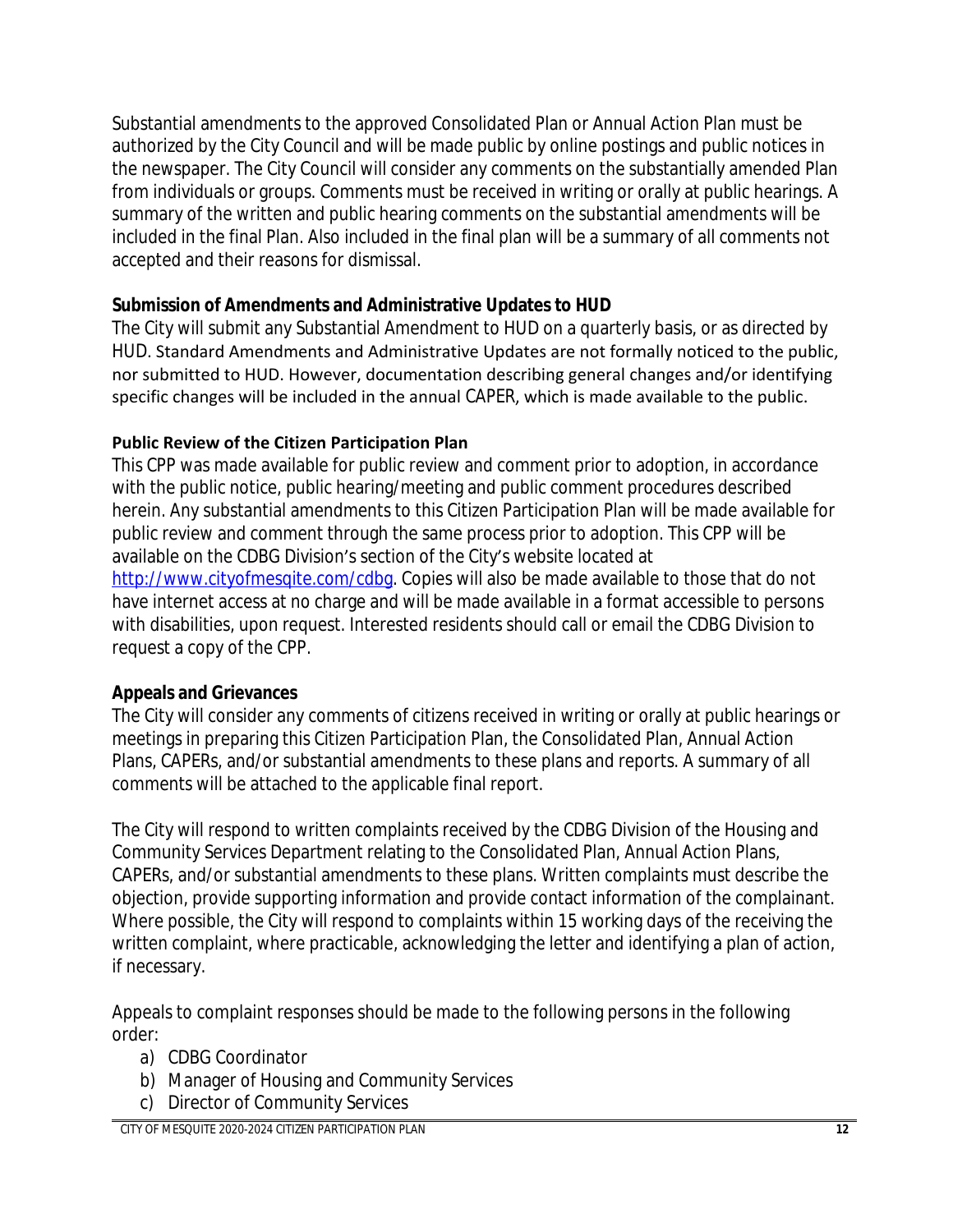Substantial amendments to the approved Consolidated Plan or Annual Action Plan must be authorized by the City Council and will be made public by online postings and public notices in the newspaper. The City Council will consider any comments on the substantially amended Plan from individuals or groups. Comments must be received in writing or orally at public hearings. A summary of the written and public hearing comments on the substantial amendments will be included in the final Plan. Also included in the final plan will be a summary of all comments not accepted and their reasons for dismissal.

**Submission of Amendments and Administrative Updates to HUD**

The City will submit any Substantial Amendment to HUD on a quarterly basis, or as directed by HUD. Standard Amendments and Administrative Updates are not formally noticed to the public, nor submitted to HUD. However, documentation describing general changes and/or identifying specific changes will be included in the annual CAPER, which is made available to the public.

**Public Review of the Citizen Participation Plan**

This CPP was made available for public review and comment prior to adoption, in accordance with the public notice, public hearing/meeting and public comment procedures described herein. Any substantial amendments to this Citizen Participation Plan will be made available for public review and comment through the same process prior to adoption. This CPP will be available on the CDBG Division's section of the City's website located at http://www.cityofmesqite.com/cdbg. Copies will also be made available to those that do not have internet access at no charge and will be made available in a format accessible to persons with disabilities, upon request. Interested residents should call or email the CDBG Division to request a copy of the CPP.

**Appeals and Grievances**

The City will consider any comments of citizens received in writing or orally at public hearings or meetings in preparing this Citizen Participation Plan, the Consolidated Plan, Annual Action Plans, CAPERs, and/or substantial amendments to these plans and reports. A summary of all comments will be attached to the applicable final report.

The City will respond to written complaints received by the CDBG Division of the Housing and Community Services Department relating to the Consolidated Plan, Annual Action Plans, CAPERs, and/or substantial amendments to these plans. Written complaints must describe the objection, provide supporting information and provide contact information of the complainant. Where possible, the City will respond to complaints within 15 working days of the receiving the written complaint, where practicable, acknowledging the letter and identifying a plan of action, if necessary.

Appeals to complaint responses should be made to the following persons in the following order:

a) CDBG Coordinator
b) Manager of Housing and Community Services
c) Director of Community Services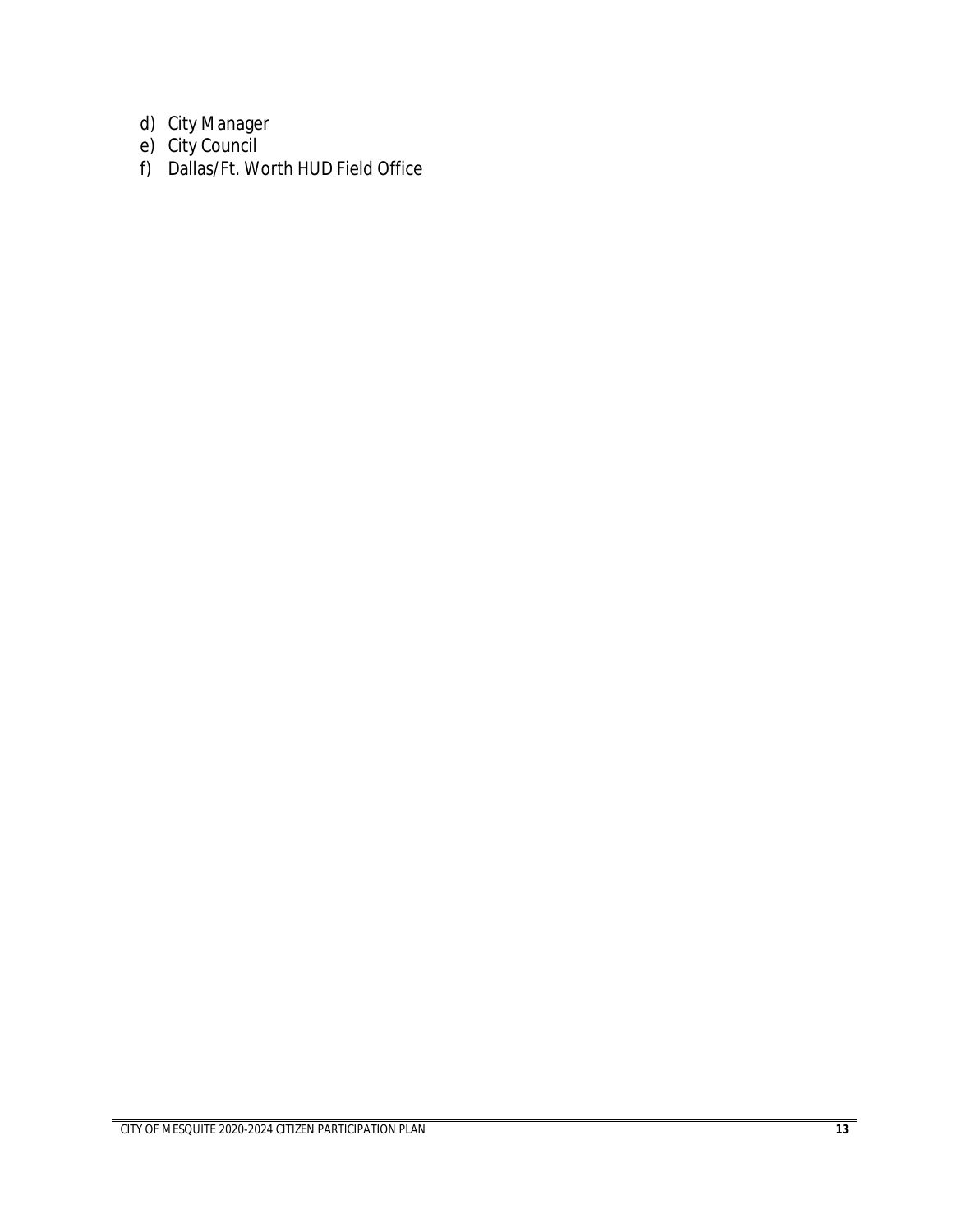d) City Manager
e) City Council
f) Dallas/Ft. Worth HUD Field Office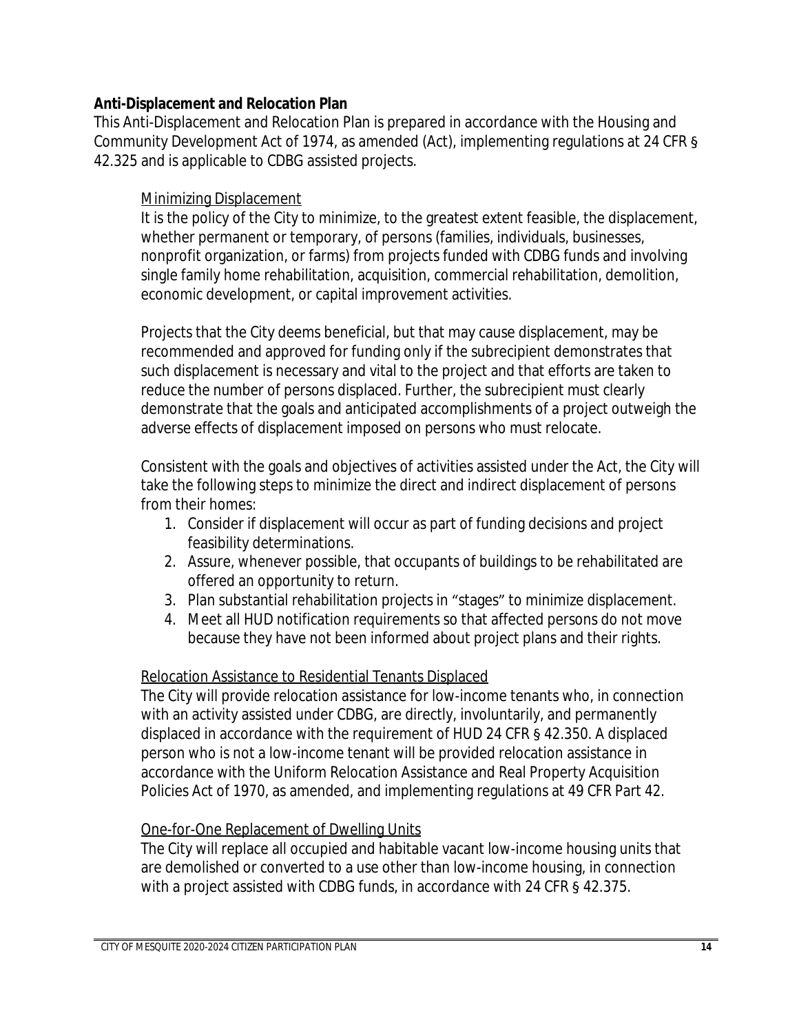## Anti-Displacement and Relocation Plan

This Anti-Displacement and Relocation Plan is prepared in accordance with the Housing and Community Development Act of 1974, as amended (Act), implementing regulations at 24 CFR § 42.325 and is applicable to CDBG assisted projects.

### Minimizing Displacement

It is the policy of the City to minimize, to the greatest extent feasible, the displacement, whether permanent or temporary, of persons (families, individuals, businesses, nonprofit organization, or farms) from projects funded with CDBG funds and involving single family home rehabilitation, acquisition, commercial rehabilitation, demolition, economic development, or capital improvement activities.

Projects that the City deems beneficial, but that may cause displacement, may be recommended and approved for funding only if the subrecipient demonstrates that such displacement is necessary and vital to the project and that efforts are taken to reduce the number of persons displaced. Further, the subrecipient must clearly demonstrate that the goals and anticipated accomplishments of a project outweigh the adverse effects of displacement imposed on persons who must relocate.

Consistent with the goals and objectives of activities assisted under the Act, the City will take the following steps to minimize the direct and indirect displacement of persons from their homes:

1. Consider if displacement will occur as part of funding decisions and project feasibility determinations.
2. Assure, whenever possible, that occupants of buildings to be rehabilitated are offered an opportunity to return.
3. Plan substantial rehabilitation projects in "stages" to minimize displacement.
4. Meet all HUD notification requirements so that affected persons do not move because they have not been informed about project plans and their rights.

### Relocation Assistance to Residential Tenants Displaced

The City will provide relocation assistance for low-income tenants who, in connection with an activity assisted under CDBG, are directly, involuntarily, and permanently displaced in accordance with the requirement of HUD 24 CFR § 42.350. A displaced person who is not a low-income tenant will be provided relocation assistance in accordance with the Uniform Relocation Assistance and Real Property Acquisition Policies Act of 1970, as amended, and implementing regulations at 49 CFR Part 42.

### One-for-One Replacement of Dwelling Units

The City will replace all occupied and habitable vacant low-income housing units that are demolished or converted to a use other than low-income housing, in connection with a project assisted with CDBG funds, in accordance with 24 CFR § 42.375.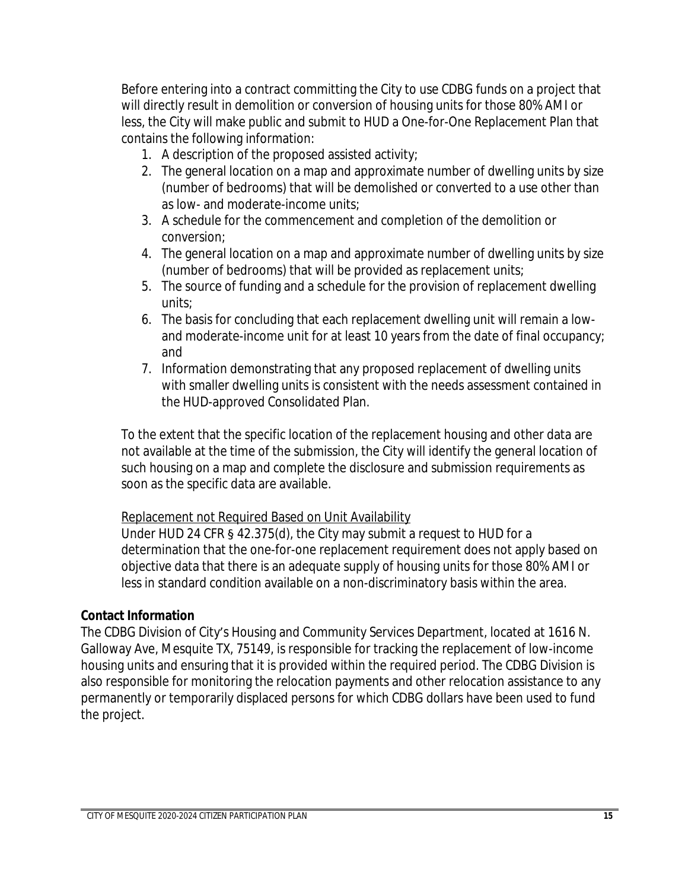Before entering into a contract committing the City to use CDBG funds on a project that will directly result in demolition or conversion of housing units for those 80% AMI or less, the City will make public and submit to HUD a One-for-One Replacement Plan that contains the following information:

1. A description of the proposed assisted activity;
2. The general location on a map and approximate number of dwelling units by size (number of bedrooms) that will be demolished or converted to a use other than as low- and moderate-income units;
3. A schedule for the commencement and completion of the demolition or conversion;
4. The general location on a map and approximate number of dwelling units by size (number of bedrooms) that will be provided as replacement units;
5. The source of funding and a schedule for the provision of replacement dwelling units;
6. The basis for concluding that each replacement dwelling unit will remain a low- and moderate-income unit for at least 10 years from the date of final occupancy; and
7. Information demonstrating that any proposed replacement of dwelling units with smaller dwelling units is consistent with the needs assessment contained in the HUD-approved Consolidated Plan.

To the extent that the specific location of the replacement housing and other data are not available at the time of the submission, the City will identify the general location of such housing on a map and complete the disclosure and submission requirements as soon as the specific data are available.

<u>Replacement not Required Based on Unit Availability</u>

Under HUD 24 CFR § 42.375(d), the City may submit a request to HUD for a determination that the one-for-one replacement requirement does not apply based on objective data that there is an adequate supply of housing units for those 80% AMI or less in standard condition available on a non-discriminatory basis within the area.

**Contact Information**

The CDBG Division of City's Housing and Community Services Department, located at 1616 N. Galloway Ave, Mesquite TX, 75149, is responsible for tracking the replacement of low-income housing units and ensuring that it is provided within the required period. The CDBG Division is also responsible for monitoring the relocation payments and other relocation assistance to any permanently or temporarily displaced persons for which CDBG dollars have been used to fund the project.